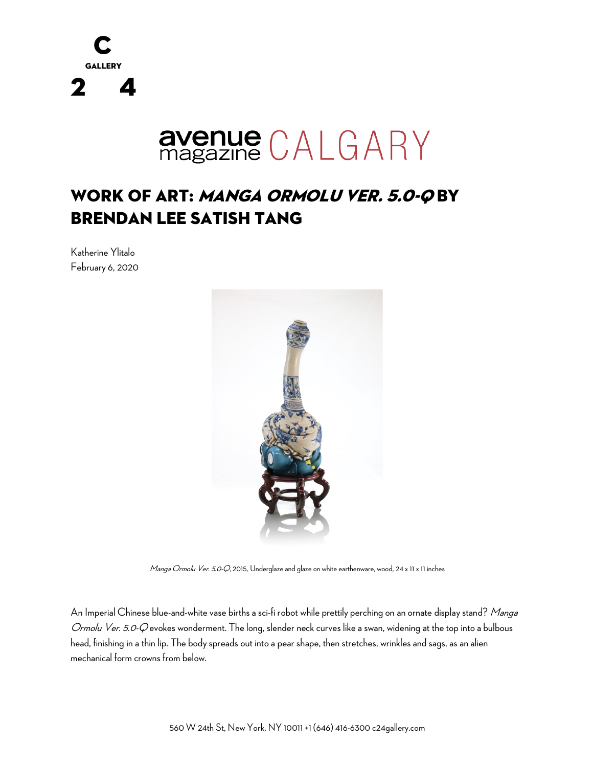C GALLERY 2 4

avenue magazine CALGARY

# WORK OF ART: *MANGA ORMOLU VER. 5.0-Q* BY BRENDAN LEE SATISH TANG

Katherine Ylitalo
February 6, 2020

*Manga Ormolu Ver. 5.0-Q*, 2015, Underglaze and glaze on white earthenware, wood, 24 x 11 x 11 inches

An Imperial Chinese blue-and-white vase births a sci-fi robot while prettily perching on an ornate display stand? *Manga Ormolu Ver. 5.0-Q* evokes wonderment. The long, slender neck curves like a swan, widening at the top into a bulbous head, finishing in a thin lip. The body spreads out into a pear shape, then stretches, wrinkles and sags, as an alien mechanical form crowns from below.

560 W 24th St, New York, NY 10011 +1 (646) 416-6300 c24gallery.com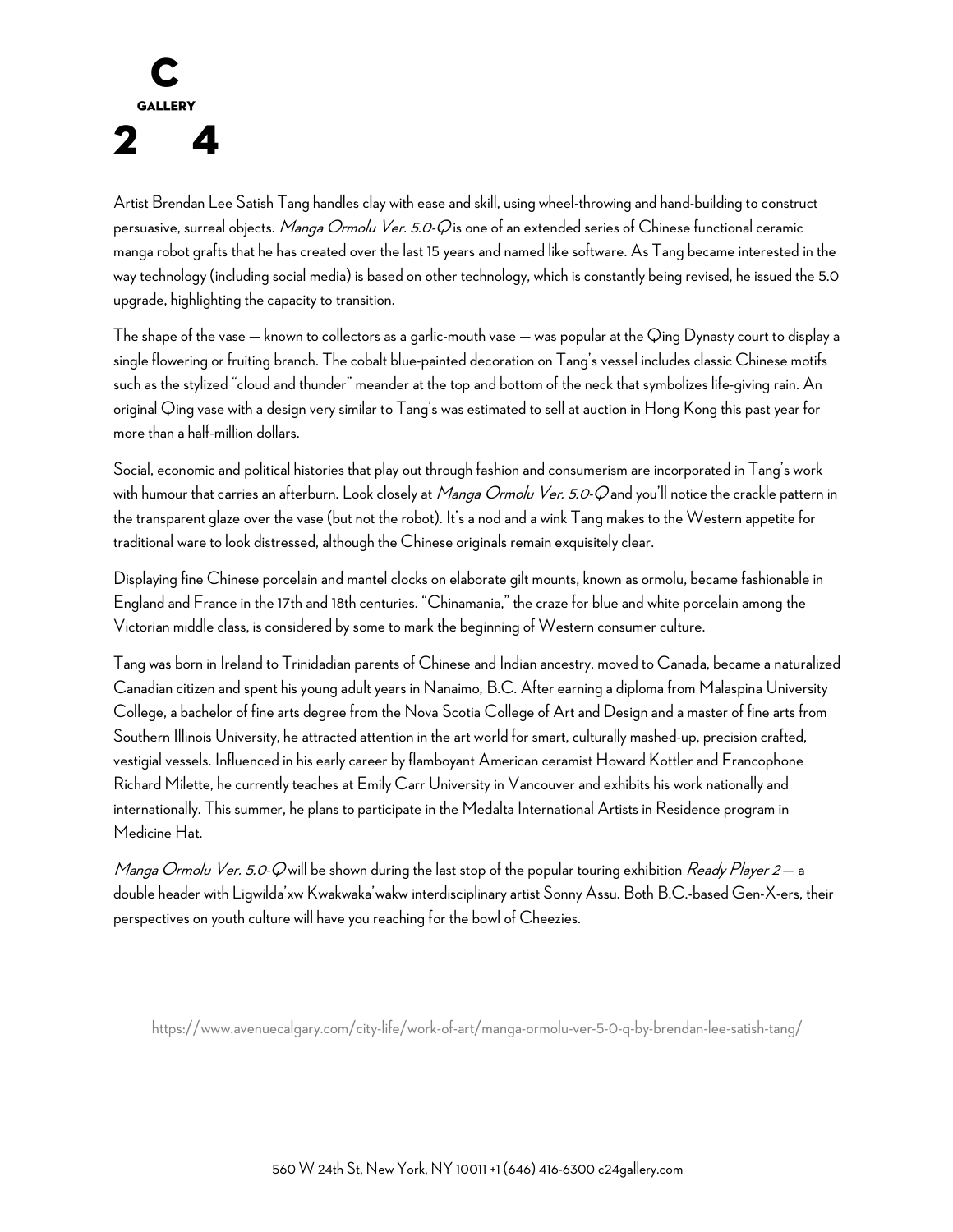Artist Brendan Lee Satish Tang handles clay with ease and skill, using wheel-throwing and hand-building to construct persuasive, surreal objects. *Manga Ormolu Ver. 5.0-Q* is one of an extended series of Chinese functional ceramic manga robot grafts that he has created over the last 15 years and named like software. As Tang became interested in the way technology (including social media) is based on other technology, which is constantly being revised, he issued the 5.0 upgrade, highlighting the capacity to transition.

The shape of the vase — known to collectors as a garlic-mouth vase — was popular at the Qing Dynasty court to display a single flowering or fruiting branch. The cobalt blue-painted decoration on Tang's vessel includes classic Chinese motifs such as the stylized "cloud and thunder" meander at the top and bottom of the neck that symbolizes life-giving rain. An original Qing vase with a design very similar to Tang's was estimated to sell at auction in Hong Kong this past year for more than a half-million dollars.

Social, economic and political histories that play out through fashion and consumerism are incorporated in Tang's work with humour that carries an afterburn. Look closely at *Manga Ormolu Ver. 5.0-Q* and you'll notice the crackle pattern in the transparent glaze over the vase (but not the robot). It's a nod and a wink Tang makes to the Western appetite for traditional ware to look distressed, although the Chinese originals remain exquisitely clear.

Displaying fine Chinese porcelain and mantel clocks on elaborate gilt mounts, known as ormolu, became fashionable in England and France in the 17th and 18th centuries. "Chinamania," the craze for blue and white porcelain among the Victorian middle class, is considered by some to mark the beginning of Western consumer culture.

Tang was born in Ireland to Trinidadian parents of Chinese and Indian ancestry, moved to Canada, became a naturalized Canadian citizen and spent his young adult years in Nanaimo, B.C. After earning a diploma from Malaspina University College, a bachelor of fine arts degree from the Nova Scotia College of Art and Design and a master of fine arts from Southern Illinois University, he attracted attention in the art world for smart, culturally mashed-up, precision crafted, vestigial vessels. Influenced in his early career by flamboyant American ceramist Howard Kottler and Francophone Richard Milette, he currently teaches at Emily Carr University in Vancouver and exhibits his work nationally and internationally. This summer, he plans to participate in the Medalta International Artists in Residence program in Medicine Hat.

*Manga Ormolu Ver. 5.0-Q* will be shown during the last stop of the popular touring exhibition *Ready Player 2* — a double header with Ligwilda'xw Kwakwaka'wakw interdisciplinary artist Sonny Assu. Both B.C.-based Gen-X-ers, their perspectives on youth culture will have you reaching for the bowl of Cheezies.

https://www.avenuecalgary.com/city-life/work-of-art/manga-ormolu-ver-5-0-q-by-brendan-lee-satish-tang/